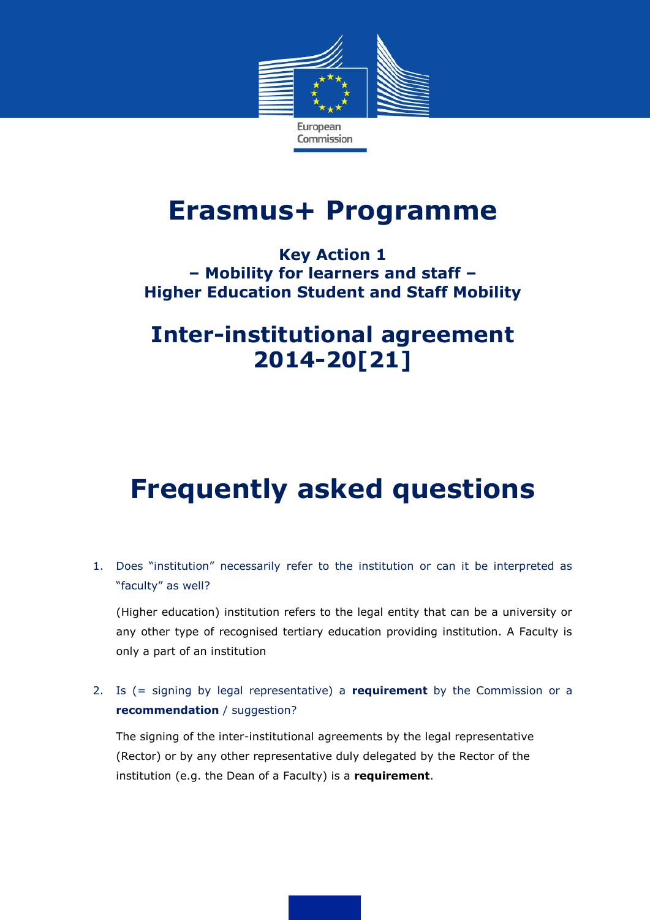European Commission

# Erasmus+ Programme

### Key Action 1
### – Mobility for learners and staff –
### Higher Education Student and Staff Mobility

## Inter-institutional agreement 2014-20[21]

# Frequently asked questions

1. Does "institution" necessarily refer to the institution or can it be interpreted as "faculty" as well?

   (Higher education) institution refers to the legal entity that can be a university or any other type of recognised tertiary education providing institution. A Faculty is only a part of an institution

2. Is (= signing by legal representative) a **requirement** by the Commission or a **recommendation** / suggestion?

   The signing of the inter-institutional agreements by the legal representative (Rector) or by any other representative duly delegated by the Rector of the institution (e.g. the Dean of a Faculty) is a **requirement**.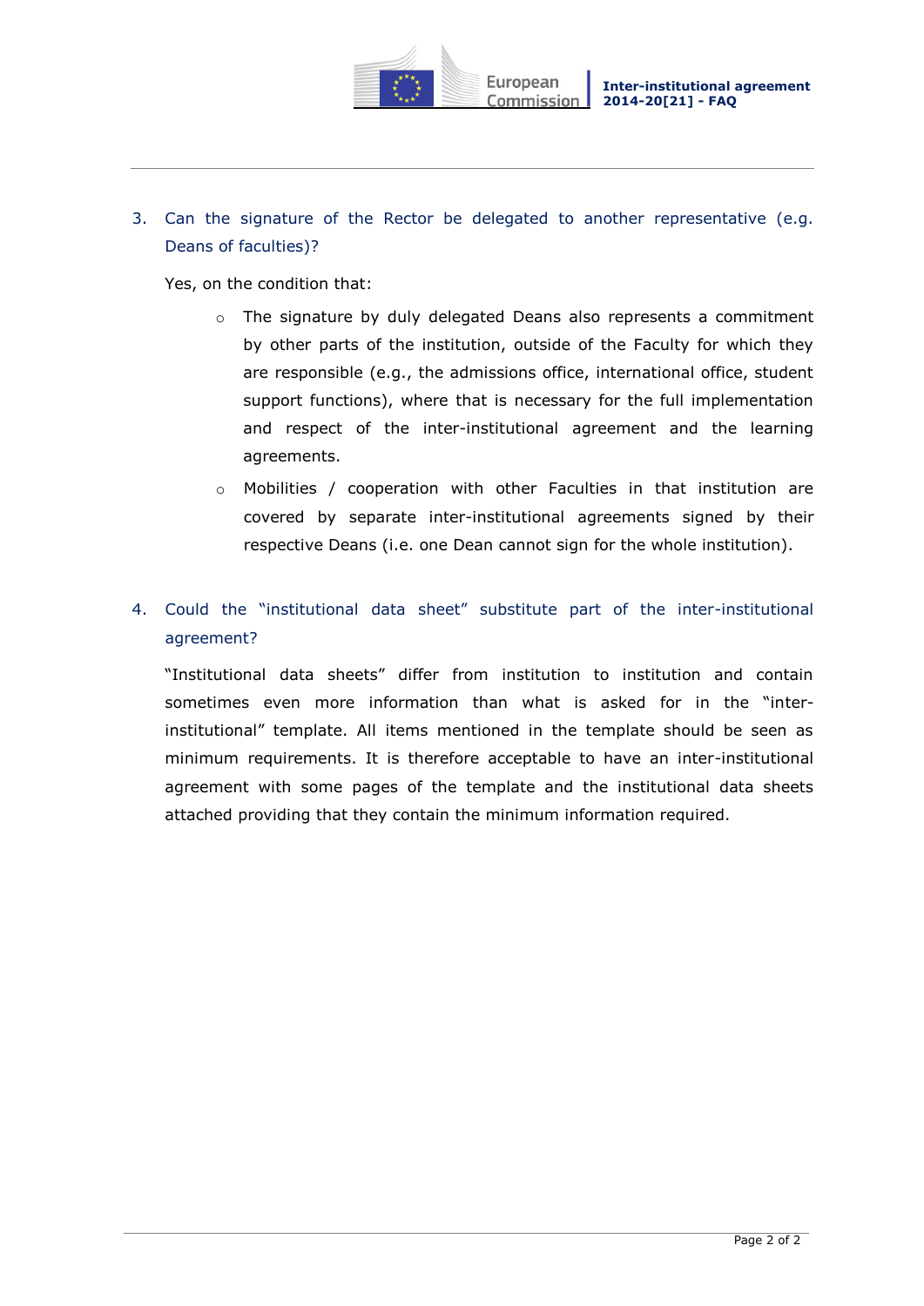3. Can the signature of the Rector be delegated to another representative (e.g. Deans of faculties)?

   Yes, on the condition that:

   - The signature by duly delegated Deans also represents a commitment by other parts of the institution, outside of the Faculty for which they are responsible (e.g., the admissions office, international office, student support functions), where that is necessary for the full implementation and respect of the inter-institutional agreement and the learning agreements.
   - Mobilities / cooperation with other Faculties in that institution are covered by separate inter-institutional agreements signed by their respective Deans (i.e. one Dean cannot sign for the whole institution).

4. Could the "institutional data sheet" substitute part of the inter-institutional agreement?

   "Institutional data sheets" differ from institution to institution and contain sometimes even more information than what is asked for in the "inter-institutional" template. All items mentioned in the template should be seen as minimum requirements. It is therefore acceptable to have an inter-institutional agreement with some pages of the template and the institutional data sheets attached providing that they contain the minimum information required.